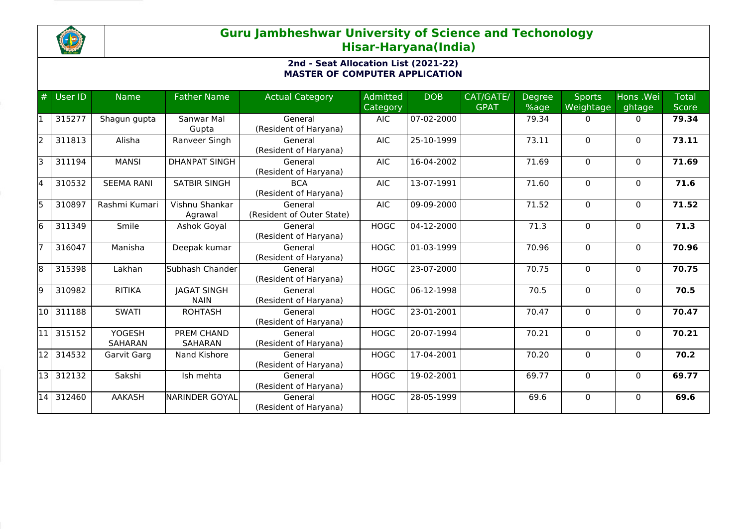# Guru Jambheshwar University of Science and Techonology
## Hisar-Haryana(India)

### 2nd - Seat Allocation List (2021-22)
### MASTER OF COMPUTER APPLICATION

| # | User ID | Name | Father Name | Actual Category | Admitted Category | DOB | CAT/GATE/ GPAT | Degree %age | Sports Weightage | Hons .Weightage | Total Score |
|---|---|---|---|---|---|---|---|---|---|---|---|
| 1 | 315277 | Shagun gupta | Sanwar Mal Gupta | General (Resident of Haryana) | AIC | 07-02-2000 | | 79.34 | 0 | 0 | **79.34** |
| 2 | 311813 | Alisha | Ranveer Singh | General (Resident of Haryana) | AIC | 25-10-1999 | | 73.11 | 0 | 0 | **73.11** |
| 3 | 311194 | MANSI | DHANPAT SINGH | General (Resident of Haryana) | AIC | 16-04-2002 | | 71.69 | 0 | 0 | **71.69** |
| 4 | 310532 | SEEMA RANI | SATBIR SINGH | BCA (Resident of Haryana) | AIC | 13-07-1991 | | 71.60 | 0 | 0 | **71.6** |
| 5 | 310897 | Rashmi Kumari | Vishnu Shankar Agrawal | General (Resident of Outer State) | AIC | 09-09-2000 | | 71.52 | 0 | 0 | **71.52** |
| 6 | 311349 | Smile | Ashok Goyal | General (Resident of Haryana) | HOGC | 04-12-2000 | | 71.3 | 0 | 0 | **71.3** |
| 7 | 316047 | Manisha | Deepak kumar | General (Resident of Haryana) | HOGC | 01-03-1999 | | 70.96 | 0 | 0 | **70.96** |
| 8 | 315398 | Lakhan | Subhash Chander | General (Resident of Haryana) | HOGC | 23-07-2000 | | 70.75 | 0 | 0 | **70.75** |
| 9 | 310982 | RITIKA | JAGAT SINGH NAIN | General (Resident of Haryana) | HOGC | 06-12-1998 | | 70.5 | 0 | 0 | **70.5** |
| 10 | 311188 | SWATI | ROHTASH | General (Resident of Haryana) | HOGC | 23-01-2001 | | 70.47 | 0 | 0 | **70.47** |
| 11 | 315152 | YOGESH SAHARAN | PREM CHAND SAHARAN | General (Resident of Haryana) | HOGC | 20-07-1994 | | 70.21 | 0 | 0 | **70.21** |
| 12 | 314532 | Garvit Garg | Nand Kishore | General (Resident of Haryana) | HOGC | 17-04-2001 | | 70.20 | 0 | 0 | **70.2** |
| 13 | 312132 | Sakshi | Ish mehta | General (Resident of Haryana) | HOGC | 19-02-2001 | | 69.77 | 0 | 0 | **69.77** |
| 14 | 312460 | AAKASH | NARINDER GOYAL | General (Resident of Haryana) | HOGC | 28-05-1999 | | 69.6 | 0 | 0 | **69.6** |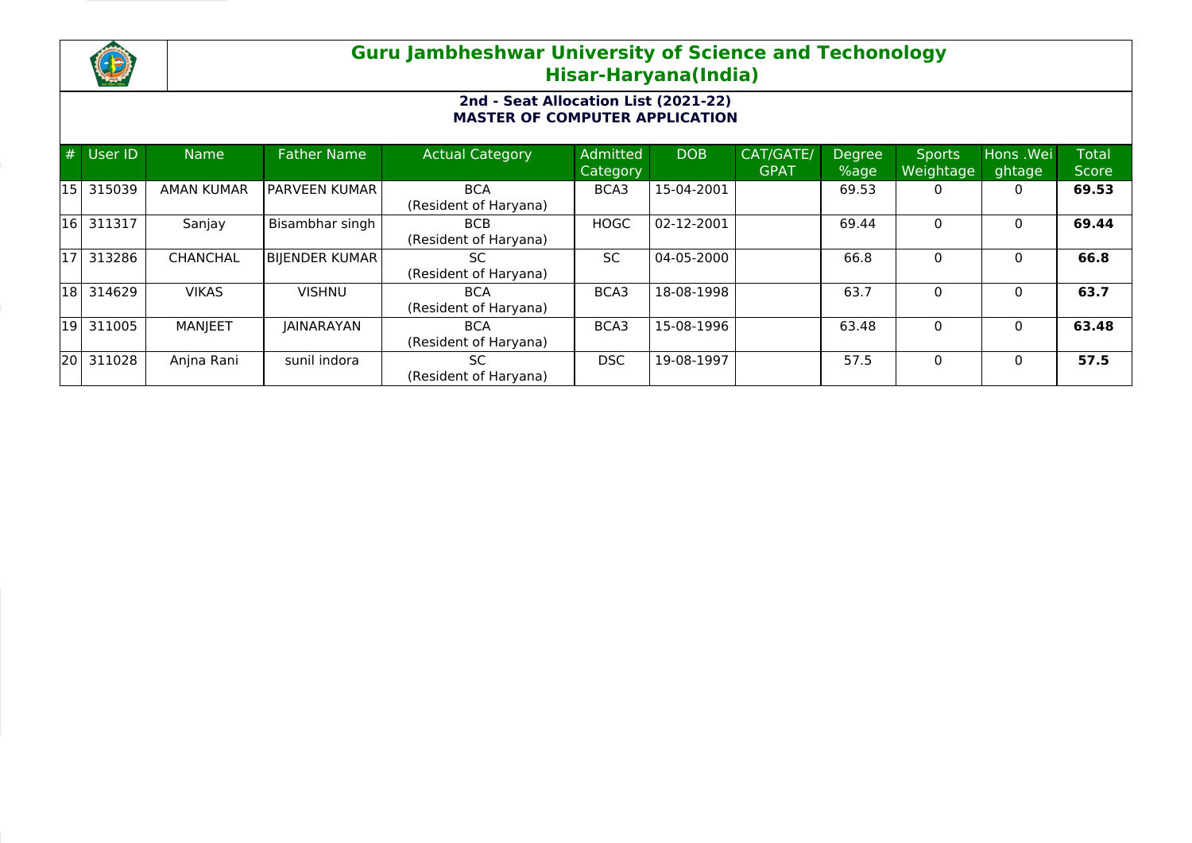# Guru Jambheshwar University of Science and Techonology
## Hisar-Haryana(India)

### 2nd - Seat Allocation List (2021-22)
### MASTER OF COMPUTER APPLICATION

| # | User ID | Name | Father Name | Actual Category | Admitted Category | DOB | CAT/GATE/ GPAT | Degree %age | Sports Weightage | Hons .Weightage | Total Score |
|---|---|---|---|---|---|---|---|---|---|---|---|
| 15 | 315039 | AMAN KUMAR | PARVEEN KUMAR | BCA (Resident of Haryana) | BCA3 | 15-04-2001 | | 69.53 | 0 | 0 | **69.53** |
| 16 | 311317 | Sanjay | Bisambhar singh | BCB (Resident of Haryana) | HOGC | 02-12-2001 | | 69.44 | 0 | 0 | **69.44** |
| 17 | 313286 | CHANCHAL | BIJENDER KUMAR | SC (Resident of Haryana) | SC | 04-05-2000 | | 66.8 | 0 | 0 | **66.8** |
| 18 | 314629 | VIKAS | VISHNU | BCA (Resident of Haryana) | BCA3 | 18-08-1998 | | 63.7 | 0 | 0 | **63.7** |
| 19 | 311005 | MANJEET | JAINARAYAN | BCA (Resident of Haryana) | BCA3 | 15-08-1996 | | 63.48 | 0 | 0 | **63.48** |
| 20 | 311028 | Anjna Rani | sunil indora | SC (Resident of Haryana) | DSC | 19-08-1997 | | 57.5 | 0 | 0 | **57.5** |